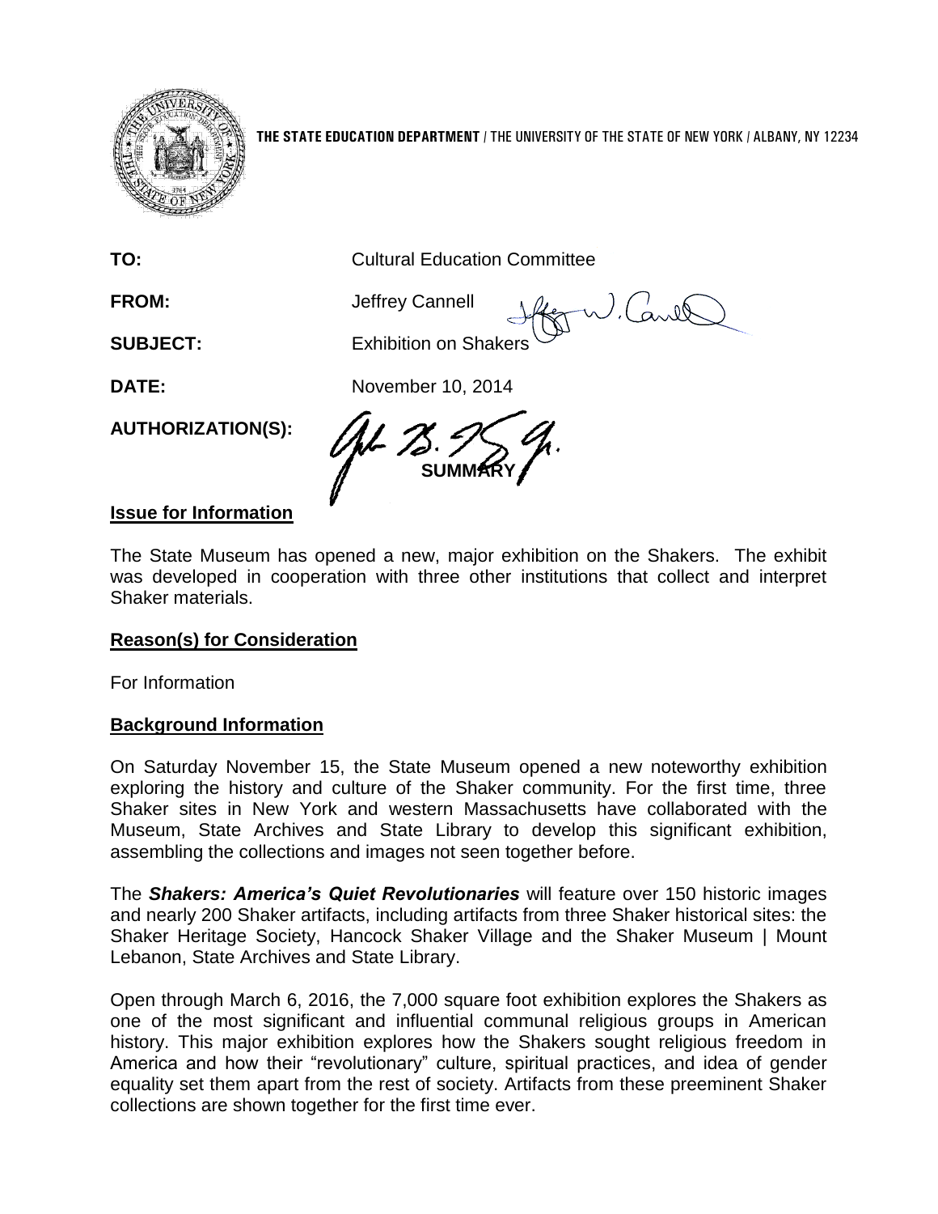THE STATE EDUCATION DEPARTMENT / THE UNIVERSITY OF THE STATE OF NEW YORK / ALBANY, NY 12234

**TO:** Cultural Education Committee

**FROM:** Jeffrey Cannell

**SUBJECT:** Exhibition on Shakers

**DATE:** November 10, 2014

**AUTHORIZATION(S):**

**SUMMARY**

## Issue for Information

The State Museum has opened a new, major exhibition on the Shakers. The exhibit was developed in cooperation with three other institutions that collect and interpret Shaker materials.

## Reason(s) for Consideration

For Information

## Background Information

On Saturday November 15, the State Museum opened a new noteworthy exhibition exploring the history and culture of the Shaker community. For the first time, three Shaker sites in New York and western Massachusetts have collaborated with the Museum, State Archives and State Library to develop this significant exhibition, assembling the collections and images not seen together before.

The ***Shakers: America's Quiet Revolutionaries*** will feature over 150 historic images and nearly 200 Shaker artifacts, including artifacts from three Shaker historical sites: the Shaker Heritage Society, Hancock Shaker Village and the Shaker Museum | Mount Lebanon, State Archives and State Library.

Open through March 6, 2016, the 7,000 square foot exhibition explores the Shakers as one of the most significant and influential communal religious groups in American history. This major exhibition explores how the Shakers sought religious freedom in America and how their "revolutionary" culture, spiritual practices, and idea of gender equality set them apart from the rest of society. Artifacts from these preeminent Shaker collections are shown together for the first time ever.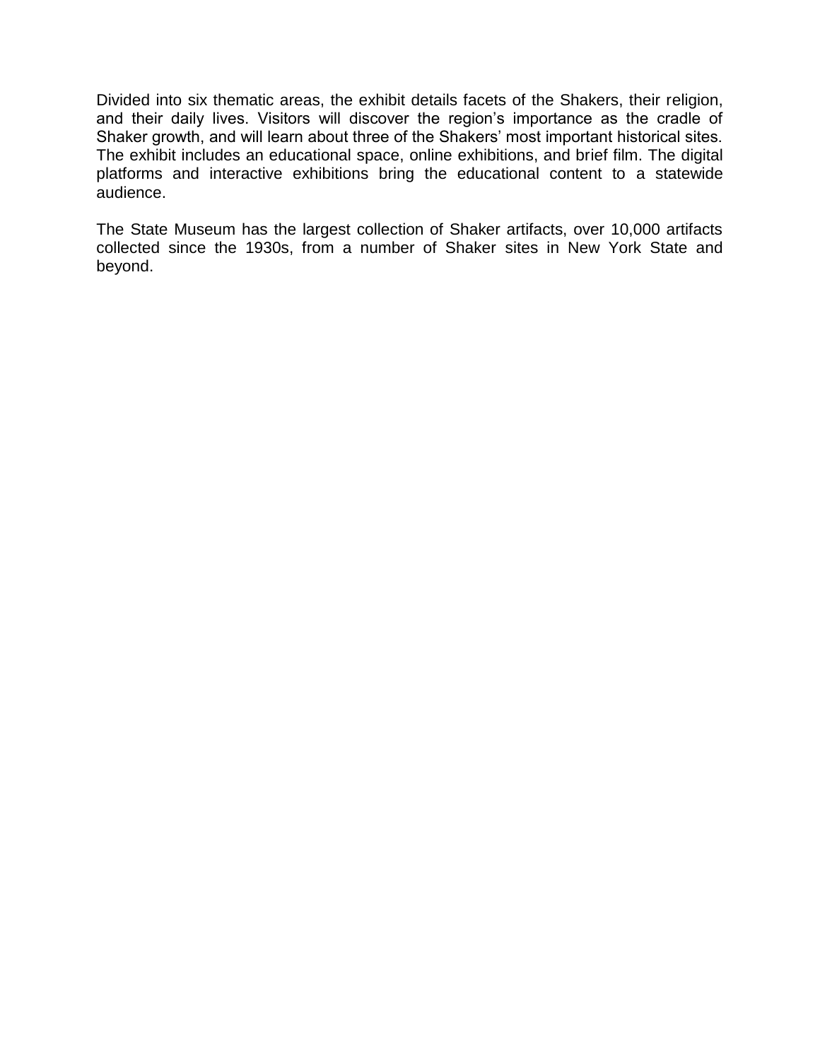Divided into six thematic areas, the exhibit details facets of the Shakers, their religion, and their daily lives. Visitors will discover the region's importance as the cradle of Shaker growth, and will learn about three of the Shakers' most important historical sites. The exhibit includes an educational space, online exhibitions, and brief film. The digital platforms and interactive exhibitions bring the educational content to a statewide audience.

The State Museum has the largest collection of Shaker artifacts, over 10,000 artifacts collected since the 1930s, from a number of Shaker sites in New York State and beyond.